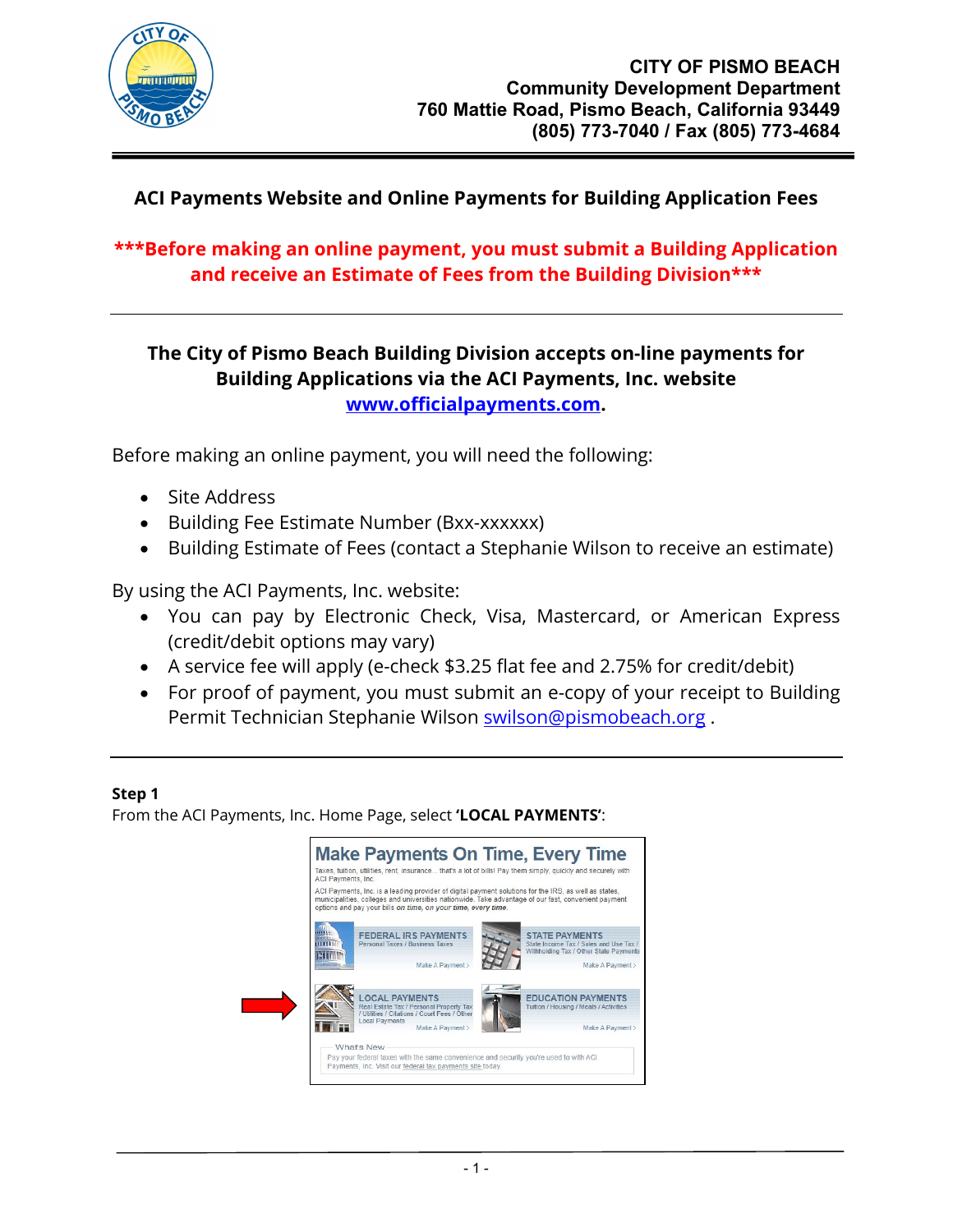**CITY OF PISMO BEACH**
**Community Development Department**
**760 Mattie Road, Pismo Beach, California 93449**
**(805) 773-7040 / Fax (805) 773-4684**

## ACI Payments Website and Online Payments for Building Application Fees

**\*\*\*Before making an online payment, you must submit a Building Application and receive an Estimate of Fees from the Building Division\*\*\***

---

**The City of Pismo Beach Building Division accepts on-line payments for Building Applications via the ACI Payments, Inc. website [www.officialpayments.com](http://www.officialpayments.com).**

Before making an online payment, you will need the following:

- Site Address
- Building Fee Estimate Number (Bxx-xxxxxx)
- Building Estimate of Fees (contact a Stephanie Wilson to receive an estimate)

By using the ACI Payments, Inc. website:

- You can pay by Electronic Check, Visa, Mastercard, or American Express (credit/debit options may vary)
- A service fee will apply (e-check $3.25 flat fee and 2.75% for credit/debit)
- For proof of payment, you must submit an e-copy of your receipt to Building Permit Technician Stephanie Wilson swilson@pismobeach.org .

---

**Step 1**
From the ACI Payments, Inc. Home Page, select **'LOCAL PAYMENTS'**: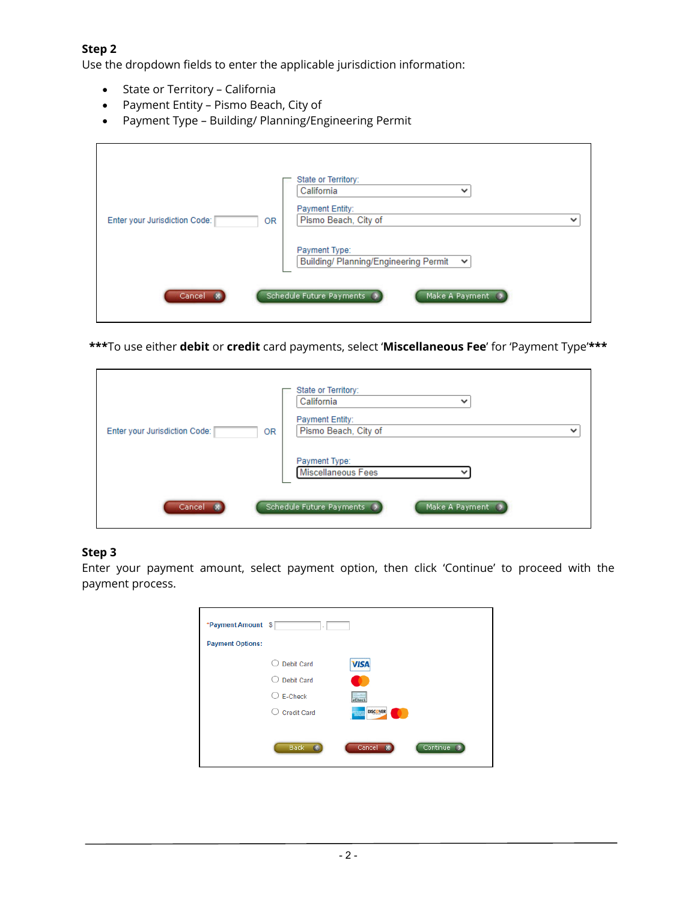**Step 2**

Use the dropdown fields to enter the applicable jurisdiction information:

- State or Territory – California
- Payment Entity – Pismo Beach, City of
- Payment Type – Building/ Planning/Engineering Permit

Enter your Jurisdiction Code: OR

State or Territory: California

Payment Entity: Pismo Beach, City of

Payment Type: Building/ Planning/Engineering Permit

Cancel | Schedule Future Payments | Make A Payment

***To use either **debit** or **credit** card payments, select '**Miscellaneous Fee**' for 'Payment Type'***

Enter your Jurisdiction Code: OR

State or Territory: California

Payment Entity: Pismo Beach, City of

Payment Type: Miscellaneous Fees

Cancel | Schedule Future Payments | Make A Payment

**Step 3**

Enter your payment amount, select payment option, then click 'Continue' to proceed with the payment process.

*Payment Amount $ .

Payment Options:

- Debit Card
- Debit Card
- E-Check
- Credit Card

Back | Cancel | Continue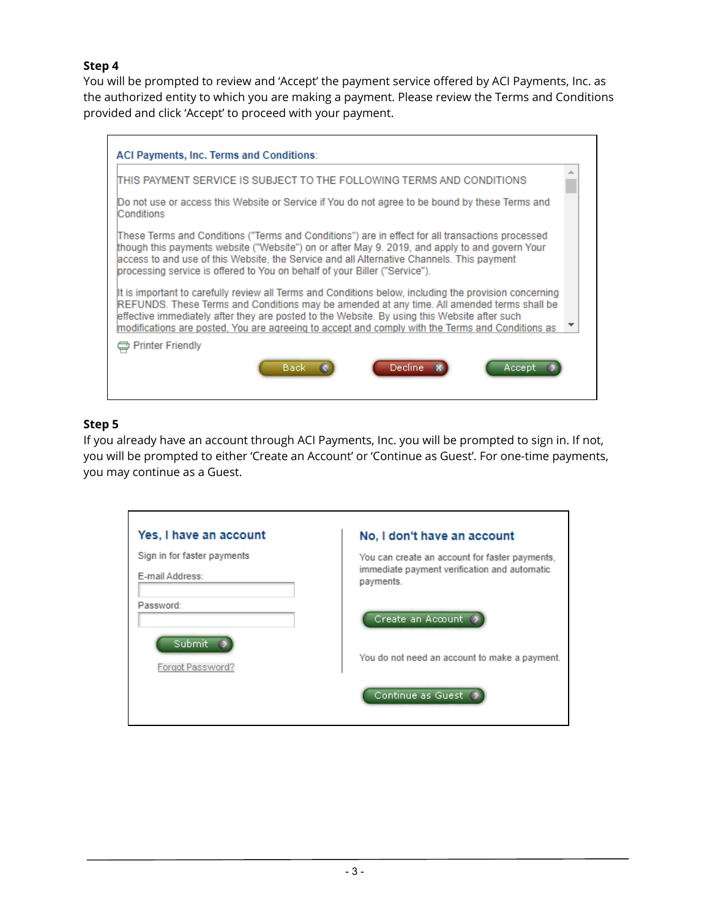**Step 4**

You will be prompted to review and 'Accept' the payment service offered by ACI Payments, Inc. as the authorized entity to which you are making a payment. Please review the Terms and Conditions provided and click 'Accept' to proceed with your payment.

ACI Payments, Inc. Terms and Conditions:

THIS PAYMENT SERVICE IS SUBJECT TO THE FOLLOWING TERMS AND CONDITIONS

Do not use or access this Website or Service if You do not agree to be bound by these Terms and Conditions

These Terms and Conditions ("Terms and Conditions") are in effect for all transactions processed though this payments website ("Website") on or after May 9. 2019, and apply to and govern Your access to and use of this Website, the Service and all Alternative Channels. This payment processing service is offered to You on behalf of your Biller ("Service").

It is important to carefully review all Terms and Conditions below, including the provision concerning REFUNDS. These Terms and Conditions may be amended at any time. All amended terms shall be effective immediately after they are posted to the Website. By using this Website after such modifications are posted, You are agreeing to accept and comply with the Terms and Conditions as

Printer Friendly

Back | Decline | Accept

**Step 5**

If you already have an account through ACI Payments, Inc. you will be prompted to sign in. If not, you will be prompted to either 'Create an Account' or 'Continue as Guest'. For one-time payments, you may continue as a Guest.

**Yes, I have an account**

Sign in for faster payments

E-mail Address:

Password:

Submit

Forgot Password?

**No, I don't have an account**

You can create an account for faster payments, immediate payment verification and automatic payments.

Create an Account

You do not need an account to make a payment.

Continue as Guest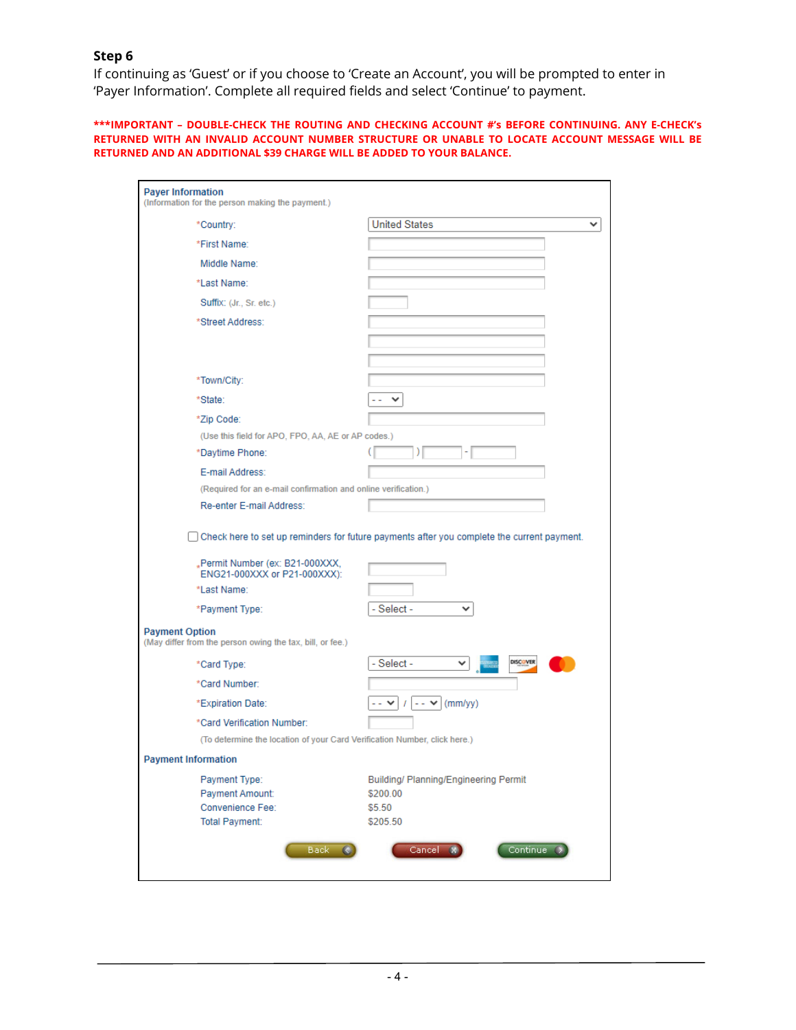### Step 6

If continuing as 'Guest' or if you choose to 'Create an Account', you will be prompted to enter in 'Payer Information'. Complete all required fields and select 'Continue' to payment.

**\*\*\*IMPORTANT – DOUBLE-CHECK THE ROUTING AND CHECKING ACCOUNT #'s BEFORE CONTINUING. ANY E-CHECK'S RETURNED WITH AN INVALID ACCOUNT NUMBER STRUCTURE OR UNABLE TO LOCATE ACCOUNT MESSAGE WILL BE RETURNED AND AN ADDITIONAL $39 CHARGE WILL BE ADDED TO YOUR BALANCE.**

**Payer Information**
(Information for the person making the payment.)

- *Country: United States
- *First Name:
- Middle Name:
- *Last Name:
- Suffix: (Jr., Sr. etc.)
- *Street Address:
- *Town/City:
- *State: - -
- *Zip Code:
  (Use this field for APO, FPO, AA, AE or AP codes.)
- *Daytime Phone: ( ) -
- E-mail Address:
  (Required for an e-mail confirmation and online verification.)
- Re-enter E-mail Address:

☐ Check here to set up reminders for future payments after you complete the current payment.

- *Permit Number (ex: B21-000XXX, ENG21-000XXX or P21-000XXX):
- *Last Name:
- *Payment Type: - Select -

**Payment Option**
(May differ from the person owing the tax, bill, or fee.)

- *Card Type: - Select -
- *Card Number:
- *Expiration Date: - - / - - (mm/yy)
- *Card Verification Number:
  (To determine the location of your Card Verification Number, click here.)

**Payment Information**

| | |
|---|---|
| Payment Type: | Building/ Planning/Engineering Permit |
| Payment Amount: | $200.00 |
| Convenience Fee: | $5.50 |
| Total Payment: | $205.50 |

Back | Cancel | Continue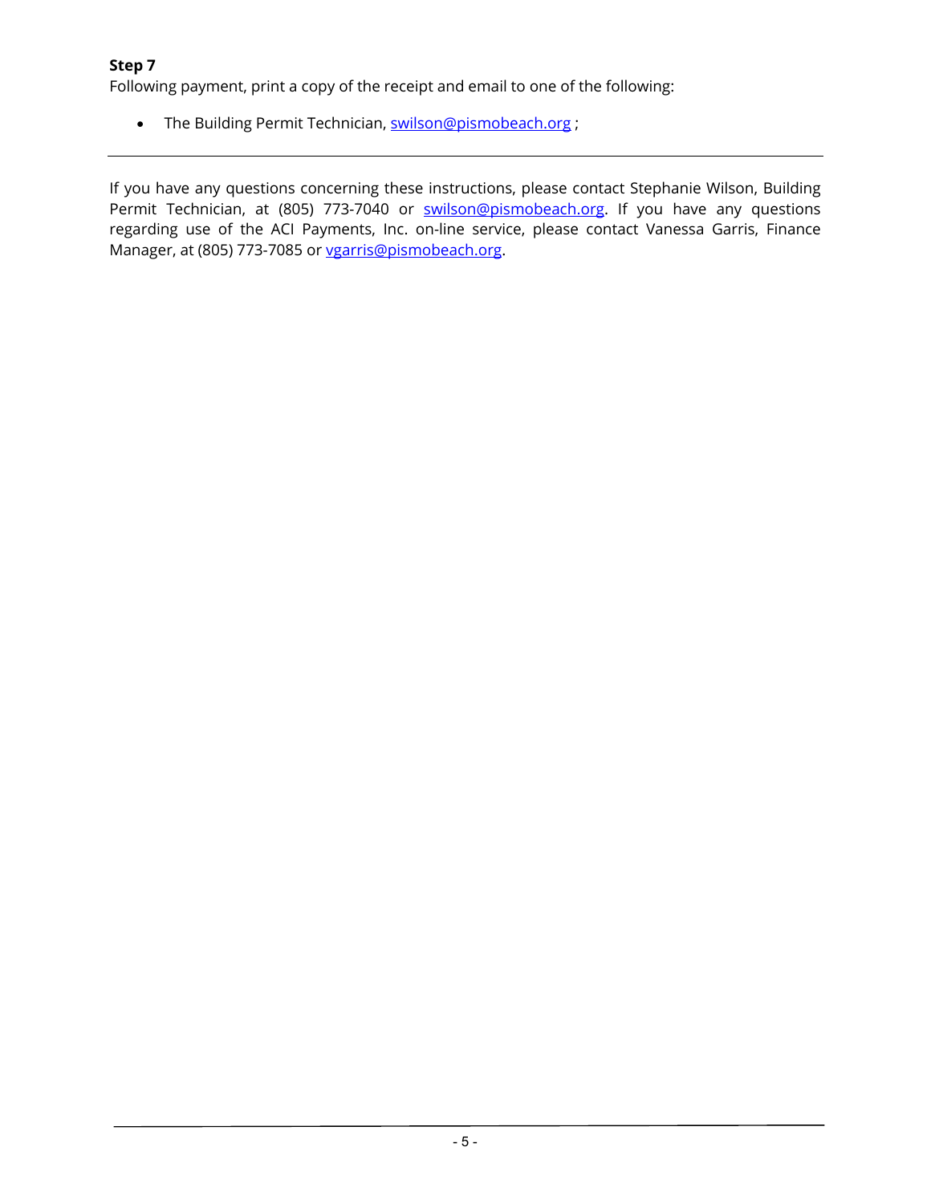**Step 7**

Following payment, print a copy of the receipt and email to one of the following:

- The Building Permit Technician, swilson@pismobeach.org ;

---

If you have any questions concerning these instructions, please contact Stephanie Wilson, Building Permit Technician, at (805) 773-7040 or swilson@pismobeach.org. If you have any questions regarding use of the ACI Payments, Inc. on-line service, please contact Vanessa Garris, Finance Manager, at (805) 773-7085 or vgarris@pismobeach.org.